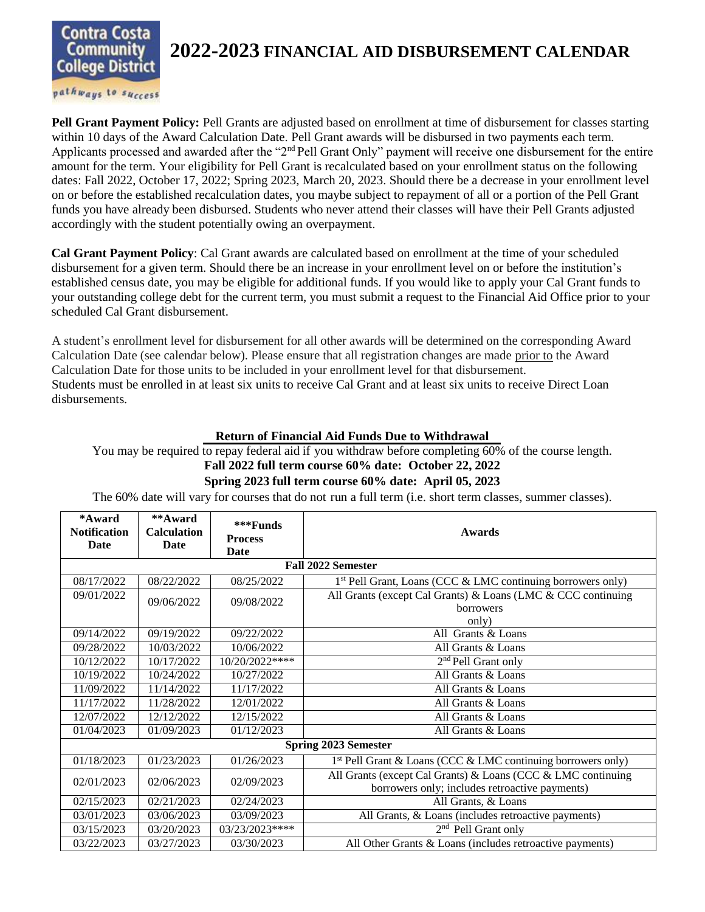# 2022-2023 FINANCIAL AID DISBURSEMENT CALENDAR

**Pell Grant Payment Policy:** Pell Grants are adjusted based on enrollment at time of disbursement for classes starting within 10 days of the Award Calculation Date. Pell Grant awards will be disbursed in two payments each term. Applicants processed and awarded after the "2nd Pell Grant Only" payment will receive one disbursement for the entire amount for the term. Your eligibility for Pell Grant is recalculated based on your enrollment status on the following dates: Fall 2022, October 17, 2022; Spring 2023, March 20, 2023. Should there be a decrease in your enrollment level on or before the established recalculation dates, you maybe subject to repayment of all or a portion of the Pell Grant funds you have already been disbursed. Students who never attend their classes will have their Pell Grants adjusted accordingly with the student potentially owing an overpayment.

**Cal Grant Payment Policy**: Cal Grant awards are calculated based on enrollment at the time of your scheduled disbursement for a given term. Should there be an increase in your enrollment level on or before the institution's established census date, you may be eligible for additional funds. If you would like to apply your Cal Grant funds to your outstanding college debt for the current term, you must submit a request to the Financial Aid Office prior to your scheduled Cal Grant disbursement.

A student's enrollment level for disbursement for all other awards will be determined on the corresponding Award Calculation Date (see calendar below). Please ensure that all registration changes are made prior to the Award Calculation Date for those units to be included in your enrollment level for that disbursement.
Students must be enrolled in at least six units to receive Cal Grant and at least six units to receive Direct Loan disbursements.

**Return of Financial Aid Funds Due to Withdrawal**

You may be required to repay federal aid if you withdraw before completing 60% of the course length.

**Fall 2022 full term course 60% date: October 22, 2022**

**Spring 2023 full term course 60% date: April 05, 2023**

The 60% date will vary for courses that do not run a full term (i.e. short term classes, summer classes).

| *Award Notification Date | **Award Calculation Date | ***Funds Process Date | Awards |
|---|---|---|---|
| **Fall 2022 Semester** | | | |
| 08/17/2022 | 08/22/2022 | 08/25/2022 | 1st Pell Grant, Loans (CCC & LMC continuing borrowers only) |
| 09/01/2022 | 09/06/2022 | 09/08/2022 | All Grants (except Cal Grants) & Loans (LMC & CCC continuing borrowers only) |
| 09/14/2022 | 09/19/2022 | 09/22/2022 | All Grants & Loans |
| 09/28/2022 | 10/03/2022 | 10/06/2022 | All Grants & Loans |
| 10/12/2022 | 10/17/2022 | 10/20/2022**** | 2nd Pell Grant only |
| 10/19/2022 | 10/24/2022 | 10/27/2022 | All Grants & Loans |
| 11/09/2022 | 11/14/2022 | 11/17/2022 | All Grants & Loans |
| 11/17/2022 | 11/28/2022 | 12/01/2022 | All Grants & Loans |
| 12/07/2022 | 12/12/2022 | 12/15/2022 | All Grants & Loans |
| 01/04/2023 | 01/09/2023 | 01/12/2023 | All Grants & Loans |
| **Spring 2023 Semester** | | | |
| 01/18/2023 | 01/23/2023 | 01/26/2023 | 1st Pell Grant & Loans (CCC & LMC continuing borrowers only) |
| 02/01/2023 | 02/06/2023 | 02/09/2023 | All Grants (except Cal Grants) & Loans (CCC & LMC continuing borrowers only; includes retroactive payments) |
| 02/15/2023 | 02/21/2023 | 02/24/2023 | All Grants, & Loans |
| 03/01/2023 | 03/06/2023 | 03/09/2023 | All Grants, & Loans (includes retroactive payments) |
| 03/15/2023 | 03/20/2023 | 03/23/2023**** | 2nd Pell Grant only |
| 03/22/2023 | 03/27/2023 | 03/30/2023 | All Other Grants & Loans (includes retroactive payments) |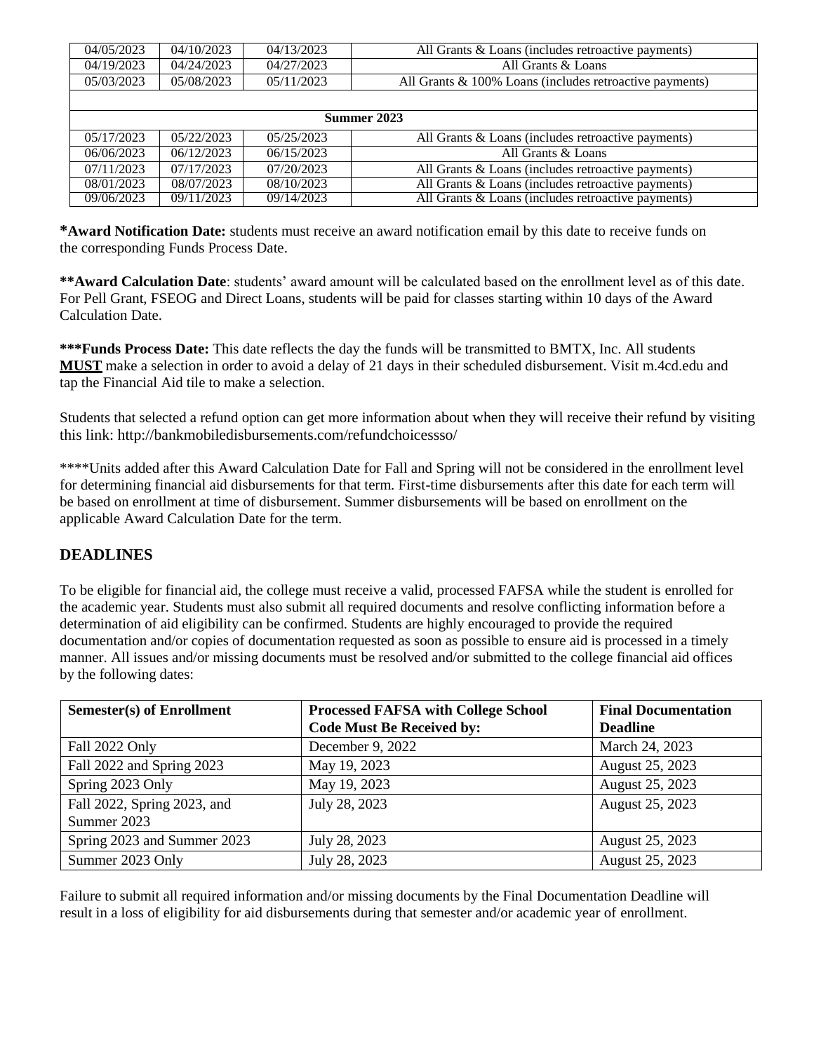| | | | |
|---|---|---|---|
| 04/05/2023 | 04/10/2023 | 04/13/2023 | All Grants & Loans (includes retroactive payments) |
| 04/19/2023 | 04/24/2023 | 04/27/2023 | All Grants & Loans |
| 05/03/2023 | 05/08/2023 | 05/11/2023 | All Grants & 100% Loans (includes retroactive payments) |
| | | | |
| **Summer 2023** | | | |
| 05/17/2023 | 05/22/2023 | 05/25/2023 | All Grants & Loans (includes retroactive payments) |
| 06/06/2023 | 06/12/2023 | 06/15/2023 | All Grants & Loans |
| 07/11/2023 | 07/17/2023 | 07/20/2023 | All Grants & Loans (includes retroactive payments) |
| 08/01/2023 | 08/07/2023 | 08/10/2023 | All Grants & Loans (includes retroactive payments) |
| 09/06/2023 | 09/11/2023 | 09/14/2023 | All Grants & Loans (includes retroactive payments) |

**\*Award Notification Date:** students must receive an award notification email by this date to receive funds on the corresponding Funds Process Date.

**\*\*Award Calculation Date**: students' award amount will be calculated based on the enrollment level as of this date. For Pell Grant, FSEOG and Direct Loans, students will be paid for classes starting within 10 days of the Award Calculation Date.

**\*\*\*Funds Process Date:** This date reflects the day the funds will be transmitted to BMTX, Inc. All students **MUST** make a selection in order to avoid a delay of 21 days in their scheduled disbursement. Visit m.4cd.edu and tap the Financial Aid tile to make a selection.

Students that selected a refund option can get more information about when they will receive their refund by visiting this link: http://bankmobiledisbursements.com/refundchoicessso/

\*\*\*\*Units added after this Award Calculation Date for Fall and Spring will not be considered in the enrollment level for determining financial aid disbursements for that term. First-time disbursements after this date for each term will be based on enrollment at time of disbursement. Summer disbursements will be based on enrollment on the applicable Award Calculation Date for the term.

## DEADLINES

To be eligible for financial aid, the college must receive a valid, processed FAFSA while the student is enrolled for the academic year. Students must also submit all required documents and resolve conflicting information before a determination of aid eligibility can be confirmed. Students are highly encouraged to provide the required documentation and/or copies of documentation requested as soon as possible to ensure aid is processed in a timely manner. All issues and/or missing documents must be resolved and/or submitted to the college financial aid offices by the following dates:

| Semester(s) of Enrollment | Processed FAFSA with College School Code Must Be Received by: | Final Documentation Deadline |
|---|---|---|
| Fall 2022 Only | December 9, 2022 | March 24, 2023 |
| Fall 2022 and Spring 2023 | May 19, 2023 | August 25, 2023 |
| Spring 2023 Only | May 19, 2023 | August 25, 2023 |
| Fall 2022, Spring 2023, and Summer 2023 | July 28, 2023 | August 25, 2023 |
| Spring 2023 and Summer 2023 | July 28, 2023 | August 25, 2023 |
| Summer 2023 Only | July 28, 2023 | August 25, 2023 |

Failure to submit all required information and/or missing documents by the Final Documentation Deadline will result in a loss of eligibility for aid disbursements during that semester and/or academic year of enrollment.